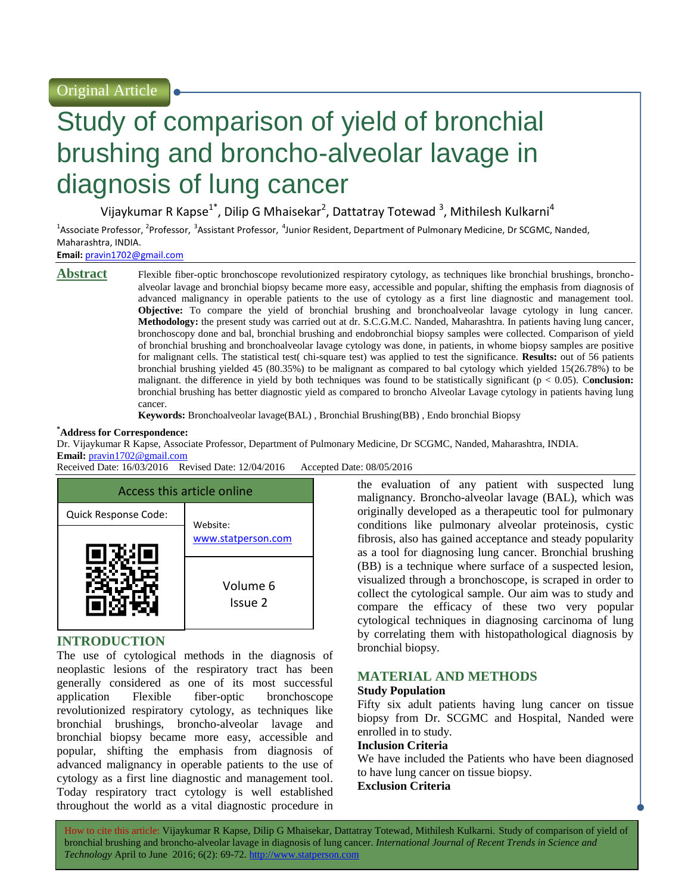Original Article

# Study of comparison of yield of bronchial brushing and broncho-alveolar lavage in diagnosis of lung cancer

Vijaykumar R Kapse[1*], Dilip G Mhaisekar[2], Dattatray Totewad [3], Mithilesh Kulkarni[4]

[1]Associate Professor, [2]Professor, [3]Assistant Professor, [4]Junior Resident, Department of Pulmonary Medicine, Dr SCGMC, Nanded, Maharashtra, INDIA.

**Email:** pravin1702@gmail.com

## Abstract

Flexible fiber-optic bronchoscope revolutionized respiratory cytology, as techniques like bronchial brushings, broncho-alveolar lavage and bronchial biopsy became more easy, accessible and popular, shifting the emphasis from diagnosis of advanced malignancy in operable patients to the use of cytology as a first line diagnostic and management tool. **Objective:** To compare the yield of bronchial brushing and bronchoalveolar lavage cytology in lung cancer. **Methodology:** the present study was carried out at dr. S.C.G.M.C. Nanded, Maharashtra. In patients having lung cancer, bronchoscopy done and bal, bronchial brushing and endobronchial biopsy samples were collected. Comparison of yield of bronchial brushing and bronchoalveolar lavage cytology was done, in patients, in whome biopsy samples are positive for malignant cells. The statistical test( chi-square test) was applied to test the significance. **Results:** out of 56 patients bronchial brushing yielded 45 (80.35%) to be malignant as compared to bal cytology which yielded 15(26.78%) to be malignant. the difference in yield by both techniques was found to be statistically significant ($p < 0.05$). C**onclusion:** bronchial brushing has better diagnostic yield as compared to broncho Alveolar Lavage cytology in patients having lung cancer.

**Keywords:** Bronchoalveolar lavage(BAL) , Bronchial Brushing(BB) , Endo bronchial Biopsy

**[*]Address for Correspondence:**

Dr. Vijaykumar R Kapse, Associate Professor, Department of Pulmonary Medicine, Dr SCGMC, Nanded, Maharashtra, INDIA.

**Email:** pravin1702@gmail.com

Received Date: 16/03/2016 Revised Date: 12/04/2016 Accepted Date: 08/05/2016

| Access this article online | |
|---|---|
| Quick Response Code: | Website: www.statperson.com |
| | Volume 6 Issue 2 |

## INTRODUCTION

The use of cytological methods in the diagnosis of neoplastic lesions of the respiratory tract has been generally considered as one of its most successful application Flexible fiber-optic bronchoscope revolutionized respiratory cytology, as techniques like bronchial brushings, broncho-alveolar lavage and bronchial biopsy became more easy, accessible and popular, shifting the emphasis from diagnosis of advanced malignancy in operable patients to the use of cytology as a first line diagnostic and management tool. Today respiratory tract cytology is well established throughout the world as a vital diagnostic procedure in the evaluation of any patient with suspected lung malignancy. Broncho-alveolar lavage (BAL), which was originally developed as a therapeutic tool for pulmonary conditions like pulmonary alveolar proteinosis, cystic fibrosis, also has gained acceptance and steady popularity as a tool for diagnosing lung cancer. Bronchial brushing (BB) is a technique where surface of a suspected lesion, visualized through a bronchoscope, is scraped in order to collect the cytological sample. Our aim was to study and compare the efficacy of these two very popular cytological techniques in diagnosing carcinoma of lung by correlating them with histopathological diagnosis by bronchial biopsy.

## MATERIAL AND METHODS

**Study Population**

Fifty six adult patients having lung cancer on tissue biopsy from Dr. SCGMC and Hospital, Nanded were enrolled in to study.

**Inclusion Criteria**

We have included the Patients who have been diagnosed to have lung cancer on tissue biopsy.

**Exclusion Criteria**

How to cite this article: Vijaykumar R Kapse, Dilip G Mhaisekar, Dattatray Totewad, Mithilesh Kulkarni. Study of comparison of yield of bronchial brushing and broncho-alveolar lavage in diagnosis of lung cancer. *International Journal of Recent Trends in Science and Technology* April to June 2016; 6(2): 69-72. http://www.statperson.com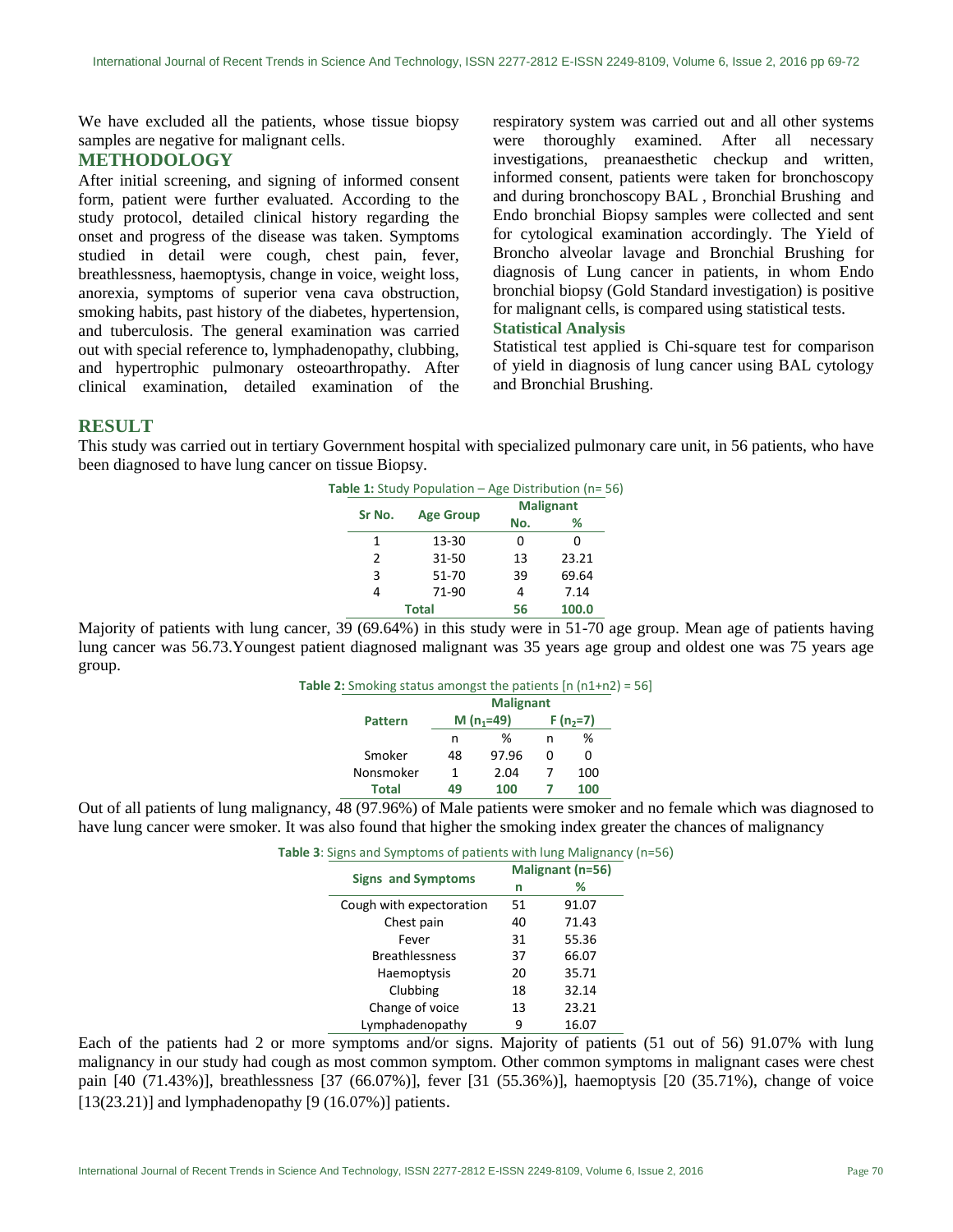We have excluded all the patients, whose tissue biopsy samples are negative for malignant cells.

## METHODOLOGY

After initial screening, and signing of informed consent form, patient were further evaluated. According to the study protocol, detailed clinical history regarding the onset and progress of the disease was taken. Symptoms studied in detail were cough, chest pain, fever, breathlessness, haemoptysis, change in voice, weight loss, anorexia, symptoms of superior vena cava obstruction, smoking habits, past history of the diabetes, hypertension, and tuberculosis. The general examination was carried out with special reference to, lymphadenopathy, clubbing, and hypertrophic pulmonary osteoarthropathy. After clinical examination, detailed examination of the respiratory system was carried out and all other systems were thoroughly examined. After all necessary investigations, preanaesthetic checkup and written, informed consent, patients were taken for bronchoscopy and during bronchoscopy BAL , Bronchial Brushing and Endo bronchial Biopsy samples were collected and sent for cytological examination accordingly. The Yield of Broncho alveolar lavage and Bronchial Brushing for diagnosis of Lung cancer in patients, in whom Endo bronchial biopsy (Gold Standard investigation) is positive for malignant cells, is compared using statistical tests.

### Statistical Analysis

Statistical test applied is Chi-square test for comparison of yield in diagnosis of lung cancer using BAL cytology and Bronchial Brushing.

## RESULT

This study was carried out in tertiary Government hospital with specialized pulmonary care unit, in 56 patients, who have been diagnosed to have lung cancer on tissue Biopsy.

**Table 1:** Study Population – Age Distribution (n= 56)

| Sr No. | Age Group | Malignant | |
|---|---|---|---|
| | | No. | % |
| 1 | 13-30 | 0 | 0 |
| 2 | 31-50 | 13 | 23.21 |
| 3 | 51-70 | 39 | 69.64 |
| 4 | 71-90 | 4 | 7.14 |
| **Total** | | **56** | **100.0** |

Majority of patients with lung cancer, 39 (69.64%) in this study were in 51-70 age group. Mean age of patients having lung cancer was 56.73.Youngest patient diagnosed malignant was 35 years age group and oldest one was 75 years age group.

**Table 2:** Smoking status amongst the patients [n (n1+n2) = 56]

| Pattern | Malignant | | | |
|---|---|---|---|---|
| | M ($n_1$=49) | | F ($n_2$=7) | |
| | n | % | n | % |
| Smoker | 48 | 97.96 | 0 | 0 |
| Nonsmoker | 1 | 2.04 | 7 | 100 |
| **Total** | **49** | **100** | **7** | **100** |

Out of all patients of lung malignancy, 48 (97.96%) of Male patients were smoker and no female which was diagnosed to have lung cancer were smoker. It was also found that higher the smoking index greater the chances of malignancy

**Table 3**: Signs and Symptoms of patients with lung Malignancy (n=56)

| Signs and Symptoms | Malignant (n=56) | |
|---|---|---|
| | n | % |
| Cough with expectoration | 51 | 91.07 |
| Chest pain | 40 | 71.43 |
| Fever | 31 | 55.36 |
| Breathlessness | 37 | 66.07 |
| Haemoptysis | 20 | 35.71 |
| Clubbing | 18 | 32.14 |
| Change of voice | 13 | 23.21 |
| Lymphadenopathy | 9 | 16.07 |

Each of the patients had 2 or more symptoms and/or signs. Majority of patients (51 out of 56) 91.07% with lung malignancy in our study had cough as most common symptom. Other common symptoms in malignant cases were chest pain [40 (71.43%)], breathlessness [37 (66.07%)], fever [31 (55.36%)], haemoptysis [20 (35.71%), change of voice [13(23.21)] and lymphadenopathy [9 (16.07%)] patients.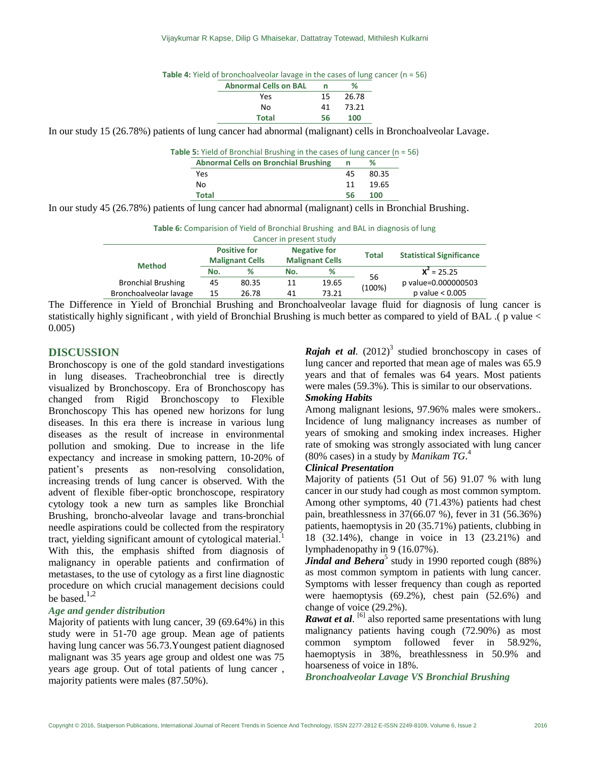**Table 4:** Yield of bronchoalveolar lavage in the cases of lung cancer (n = 56)

| Abnormal Cells on BAL | n | % |
|---|---|---|
| Yes | 15 | 26.78 |
| No | 41 | 73.21 |
| **Total** | **56** | **100** |

In our study 15 (26.78%) patients of lung cancer had abnormal (malignant) cells in Bronchoalveolar Lavage.

**Table 5:** Yield of Bronchial Brushing in the cases of lung cancer (n = 56)

| Abnormal Cells on Bronchial Brushing | n | % |
|---|---|---|
| Yes | 45 | 80.35 |
| No | 11 | 19.65 |
| **Total** | **56** | **100** |

In our study 45 (26.78%) patients of lung cancer had abnormal (malignant) cells in Bronchial Brushing.

**Table 6:** Comparision of Yield of Bronchial Brushing and BAL in diagnosis of lung Cancer in present study

| Method | Positive for Malignant Cells | | Negative for Malignant Cells | | Total | Statistical Significance |
|---|---|---|---|---|---|---|
| | No. | % | No. | % | | $X^2 = 25.25$ |
| Bronchial Brushing | 45 | 80.35 | 11 | 19.65 | 56 (100%) | p value=0.000000503 |
| Bronchoalveolar lavage | 15 | 26.78 | 41 | 73.21 | | p value < 0.005 |

The Difference in Yield of Bronchial Brushing and Bronchoalveolar lavage fluid for diagnosis of lung cancer is statistically highly significant , with yield of Bronchial Brushing is much better as compared to yield of BAL .( p value < 0.005)

## DISCUSSION

Bronchoscopy is one of the gold standard investigations in lung diseases. Tracheobronchial tree is directly visualized by Bronchoscopy. Era of Bronchoscopy has changed from Rigid Bronchoscopy to Flexible Bronchoscopy This has opened new horizons for lung diseases. In this era there is increase in various lung diseases as the result of increase in environmental pollution and smoking. Due to increase in the life expectancy and increase in smoking pattern, 10-20% of patient's presents as non-resolving consolidation, increasing trends of lung cancer is observed. With the advent of flexible fiber-optic bronchoscope, respiratory cytology took a new turn as samples like Bronchial Brushing, broncho-alveolar lavage and trans-bronchial needle aspirations could be collected from the respiratory tract, yielding significant amount of cytological material.[1] With this, the emphasis shifted from diagnosis of malignancy in operable patients and confirmation of metastases, to the use of cytology as a first line diagnostic procedure on which crucial management decisions could be based.[1,2]

### *Age and gender distribution*

Majority of patients with lung cancer, 39 (69.64%) in this study were in 51-70 age group. Mean age of patients having lung cancer was 56.73.Youngest patient diagnosed malignant was 35 years age group and oldest one was 75 years age group. Out of total patients of lung cancer , majority patients were males (87.50%).

***Rajah et al***. (2012)[3] studied bronchoscopy in cases of lung cancer and reported that mean age of males was 65.9 years and that of females was 64 years. Most patients were males (59.3%). This is similar to our observations.

### *Smoking Habits*

Among malignant lesions, 97.96% males were smokers.. Incidence of lung malignancy increases as number of years of smoking and smoking index increases. Higher rate of smoking was strongly associated with lung cancer (80% cases) in a study by *Manikam TG*.[4]

### *Clinical Presentation*

Majority of patients (51 Out of 56) 91.07 % with lung cancer in our study had cough as most common symptom. Among other symptoms, 40 (71.43%) patients had chest pain, breathlessness in 37(66.07 %), fever in 31 (56.36%) patients, haemoptysis in 20 (35.71%) patients, clubbing in 18 (32.14%), change in voice in 13 (23.21%) and lymphadenopathy in 9 (16.07%).

***Jindal and Behera***[5] study in 1990 reported cough (88%) as most common symptom in patients with lung cancer. Symptoms with lesser frequency than cough as reported were haemoptysis (69.2%), chest pain (52.6%) and change of voice (29.2%).

***Rawat et al***. [6] also reported same presentations with lung malignancy patients having cough (72.90%) as most common symptom followed fever in 58.92%, haemoptysis in 38%, breathlessness in 50.9% and hoarseness of voice in 18%.

### *Bronchoalveolar Lavage VS Bronchial Brushing*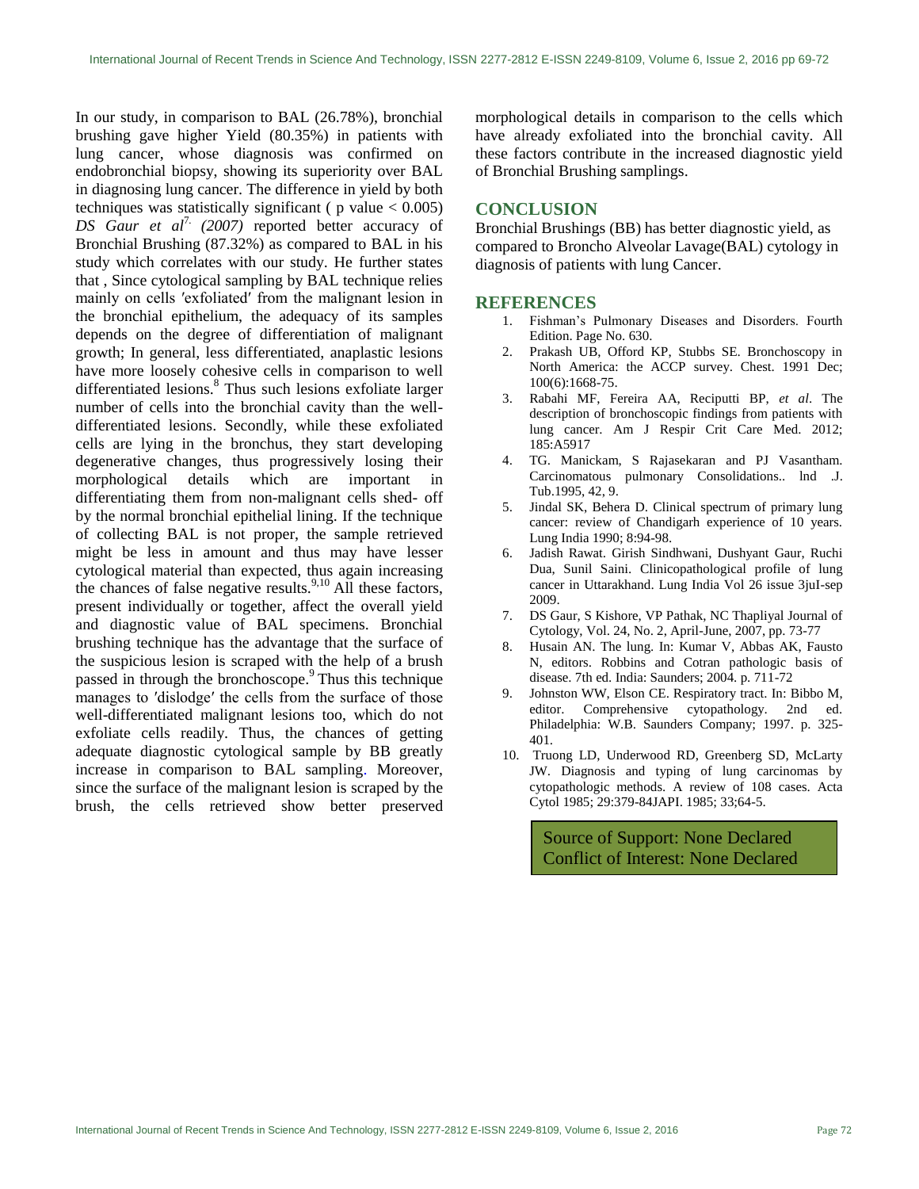In our study, in comparison to BAL (26.78%), bronchial brushing gave higher Yield (80.35%) in patients with lung cancer, whose diagnosis was confirmed on endobronchial biopsy, showing its superiority over BAL in diagnosing lung cancer. The difference in yield by both techniques was statistically significant ( p value < 0.005) *DS Gaur et al*[7.] *(2007)* reported better accuracy of Bronchial Brushing (87.32%) as compared to BAL in his study which correlates with our study. He further states that , Since cytological sampling by BAL technique relies mainly on cells ′exfoliated′ from the malignant lesion in the bronchial epithelium, the adequacy of its samples depends on the degree of differentiation of malignant growth; In general, less differentiated, anaplastic lesions have more loosely cohesive cells in comparison to well differentiated lesions.[8] Thus such lesions exfoliate larger number of cells into the bronchial cavity than the well-differentiated lesions. Secondly, while these exfoliated cells are lying in the bronchus, they start developing degenerative changes, thus progressively losing their morphological details which are important in differentiating them from non-malignant cells shed- off by the normal bronchial epithelial lining. If the technique of collecting BAL is not proper, the sample retrieved might be less in amount and thus may have lesser cytological material than expected, thus again increasing the chances of false negative results.[9,10] All these factors, present individually or together, affect the overall yield and diagnostic value of BAL specimens. Bronchial brushing technique has the advantage that the surface of the suspicious lesion is scraped with the help of a brush passed in through the bronchoscope.[9] Thus this technique manages to ′dislodge′ the cells from the surface of those well-differentiated malignant lesions too, which do not exfoliate cells readily. Thus, the chances of getting adequate diagnostic cytological sample by BB greatly increase in comparison to BAL sampling. Moreover, since the surface of the malignant lesion is scraped by the brush, the cells retrieved show better preserved morphological details in comparison to the cells which have already exfoliated into the bronchial cavity. All these factors contribute in the increased diagnostic yield of Bronchial Brushing samplings.

## CONCLUSION

Bronchial Brushings (BB) has better diagnostic yield, as compared to Broncho Alveolar Lavage(BAL) cytology in diagnosis of patients with lung Cancer.

## REFERENCES

1. Fishman's Pulmonary Diseases and Disorders. Fourth Edition. Page No. 630.
2. Prakash UB, Offord KP, Stubbs SE. Bronchoscopy in North America: the ACCP survey. Chest. 1991 Dec; 100(6):1668-75.
3. Rabahi MF, Fereira AA, Reciputti BP, *et al*. The description of bronchoscopic findings from patients with lung cancer. Am J Respir Crit Care Med. 2012; 185:A5917
4. TG. Manickam, S Rajasekaran and PJ Vasantham. Carcinomatous pulmonary Consolidations.. lnd .J. Tub.1995, 42, 9.
5. Jindal SK, Behera D. Clinical spectrum of primary lung cancer: review of Chandigarh experience of 10 years. Lung India 1990; 8:94-98.
6. Jadish Rawat. Girish Sindhwani, Dushyant Gaur, Ruchi Dua, Sunil Saini. Clinicopathological profile of lung cancer in Uttarakhand. Lung India Vol 26 issue 3juI-sep 2009.
7. DS Gaur, S Kishore, VP Pathak, NC Thapliyal Journal of Cytology, Vol. 24, No. 2, April-June, 2007, pp. 73-77
8. Husain AN. The lung. In: Kumar V, Abbas AK, Fausto N, editors. Robbins and Cotran pathologic basis of disease. 7th ed. India: Saunders; 2004. p. 711-72
9. Johnston WW, Elson CE. Respiratory tract. In: Bibbo M, editor. Comprehensive cytopathology. 2nd ed. Philadelphia: W.B. Saunders Company; 1997. p. 325-401.
10. Truong LD, Underwood RD, Greenberg SD, McLarty JW. Diagnosis and typing of lung carcinomas by cytopathologic methods. A review of 108 cases. Acta Cytol 1985; 29:379-84JAPI. 1985; 33;64-5.

Source of Support: None Declared
Conflict of Interest: None Declared